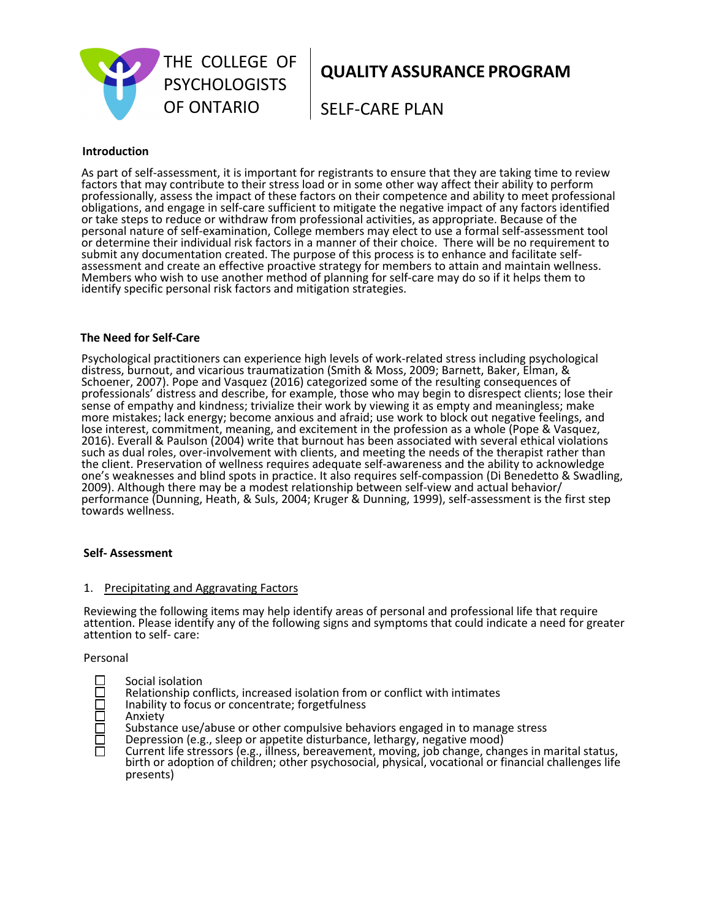THE COLLEGE OF PSYCHOLOGISTS OF ONTARIO

# QUALITY ASSURANCE PROGRAM

## SELF-CARE PLAN

### Introduction

As part of self-assessment, it is important for registrants to ensure that they are taking time to review factors that may contribute to their stress load or in some other way affect their ability to perform professionally, assess the impact of these factors on their competence and ability to meet professional obligations, and engage in self-care sufficient to mitigate the negative impact of any factors identified or take steps to reduce or withdraw from professional activities, as appropriate. Because of the personal nature of self-examination, College members may elect to use a formal self-assessment tool or determine their individual risk factors in a manner of their choice. There will be no requirement to submit any documentation created. The purpose of this process is to enhance and facilitate self-assessment and create an effective proactive strategy for members to attain and maintain wellness. Members who wish to use another method of planning for self-care may do so if it helps them to identify specific personal risk factors and mitigation strategies.

### The Need for Self-Care

Psychological practitioners can experience high levels of work-related stress including psychological distress, burnout, and vicarious traumatization (Smith & Moss, 2009; Barnett, Baker, Elman, & Schoener, 2007). Pope and Vasquez (2016) categorized some of the resulting consequences of professionals' distress and describe, for example, those who may begin to disrespect clients; lose their sense of empathy and kindness; trivialize their work by viewing it as empty and meaningless; make more mistakes; lack energy; become anxious and afraid; use work to block out negative feelings, and lose interest, commitment, meaning, and excitement in the profession as a whole (Pope & Vasquez, 2016). Everall & Paulson (2004) write that burnout has been associated with several ethical violations such as dual roles, over-involvement with clients, and meeting the needs of the therapist rather than the client. Preservation of wellness requires adequate self-awareness and the ability to acknowledge one's weaknesses and blind spots in practice. It also requires self-compassion (Di Benedetto & Swadling, 2009). Although there may be a modest relationship between self-view and actual behavior/ performance (Dunning, Heath, & Suls, 2004; Kruger & Dunning, 1999), self-assessment is the first step towards wellness.

### Self- Assessment

1. <u>Precipitating and Aggravating Factors</u>

Reviewing the following items may help identify areas of personal and professional life that require attention. Please identify any of the following signs and symptoms that could indicate a need for greater attention to self- care:

Personal

- ☐ Social isolation
- ☐ Relationship conflicts, increased isolation from or conflict with intimates
- ☐ Inability to focus or concentrate; forgetfulness
- ☐ Anxiety
- ☐ Substance use/abuse or other compulsive behaviors engaged in to manage stress
- ☐ Depression (e.g., sleep or appetite disturbance, lethargy, negative mood)
- ☐ Current life stressors (e.g., illness, bereavement, moving, job change, changes in marital status, birth or adoption of children; other psychosocial, physical, vocational or financial challenges life presents)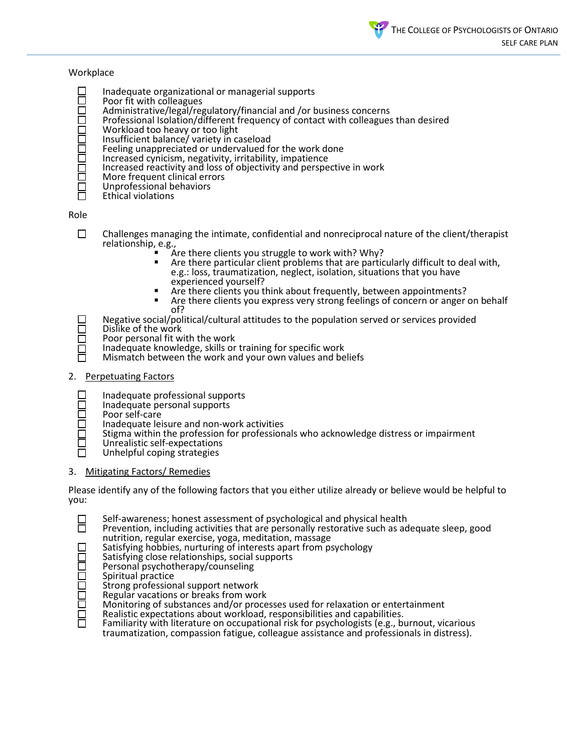Workplace

- ☐ Inadequate organizational or managerial supports
- ☐ Poor fit with colleagues
- ☐ Administrative/legal/regulatory/financial and /or business concerns
- ☐ Professional Isolation/different frequency of contact with colleagues than desired
- ☐ Workload too heavy or too light
- ☐ Insufficient balance/ variety in caseload
- ☐ Feeling unappreciated or undervalued for the work done
- ☐ Increased cynicism, negativity, irritability, impatience
- ☐ Increased reactivity and loss of objectivity and perspective in work
- ☐ More frequent clinical errors
- ☐ Unprofessional behaviors
- ☐ Ethical violations

Role

- ☐ Challenges managing the intimate, confidential and nonreciprocal nature of the client/therapist relationship, e.g.,
  - Are there clients you struggle to work with? Why?
  - Are there particular client problems that are particularly difficult to deal with, e.g.: loss, traumatization, neglect, isolation, situations that you have experienced yourself?
  - Are there clients you think about frequently, between appointments?
  - Are there clients you express very strong feelings of concern or anger on behalf of?
- ☐ Negative social/political/cultural attitudes to the population served or services provided
- ☐ Dislike of the work
- ☐ Poor personal fit with the work
- ☐ Inadequate knowledge, skills or training for specific work
- ☐ Mismatch between the work and your own values and beliefs

2. <u>Perpetuating Factors</u>

- ☐ Inadequate professional supports
- ☐ Inadequate personal supports
- ☐ Poor self-care
- ☐ Inadequate leisure and non-work activities
- ☐ Stigma within the profession for professionals who acknowledge distress or impairment
- ☐ Unrealistic self-expectations
- ☐ Unhelpful coping strategies

3. <u>Mitigating Factors/ Remedies</u>

Please identify any of the following factors that you either utilize already or believe would be helpful to you:

- ☐ Self-awareness; honest assessment of psychological and physical health
- ☐ Prevention, including activities that are personally restorative such as adequate sleep, good nutrition, regular exercise, yoga, meditation, massage
- ☐ Satisfying hobbies, nurturing of interests apart from psychology
- ☐ Satisfying close relationships, social supports
- ☐ Personal psychotherapy/counseling
- ☐ Spiritual practice
- ☐ Strong professional support network
- ☐ Regular vacations or breaks from work
- ☐ Monitoring of substances and/or processes used for relaxation or entertainment
- ☐ Realistic expectations about workload, responsibilities and capabilities.
- ☐ Familiarity with literature on occupational risk for psychologists (e.g., burnout, vicarious traumatization, compassion fatigue, colleague assistance and professionals in distress).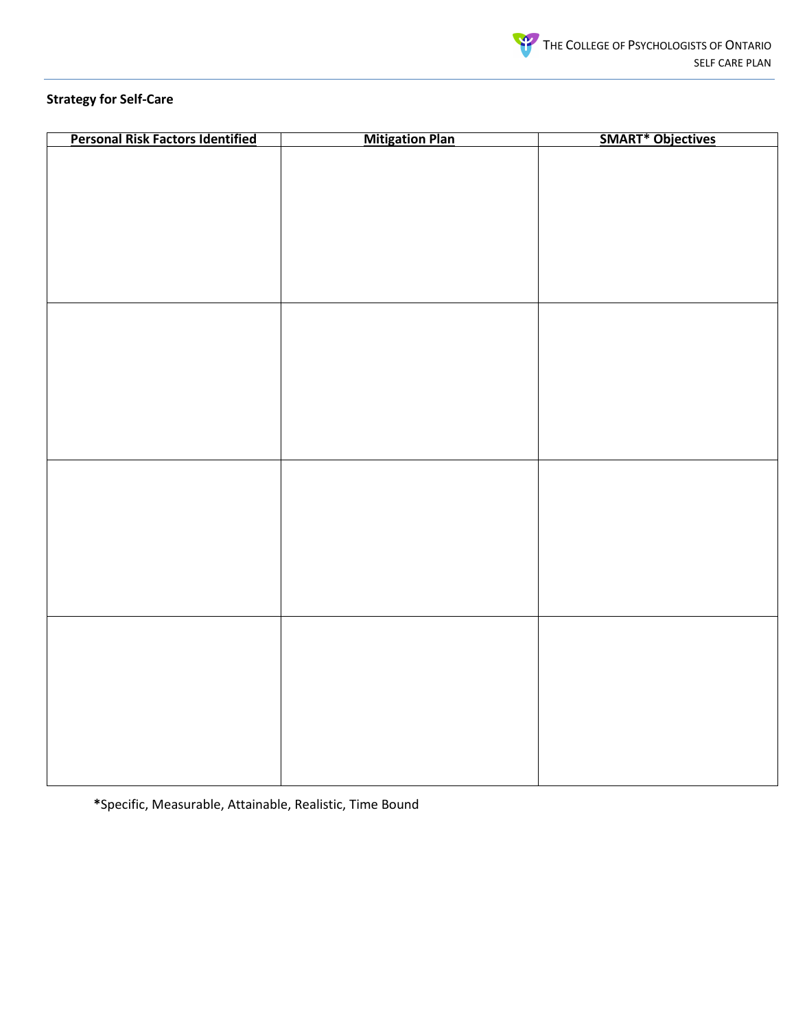**Strategy for Self-Care**

| Personal Risk Factors Identified | Mitigation Plan | SMART* Objectives |
| --- | --- | --- |
| | | |
| | | |
| | | |
| | | |

**\***Specific, Measurable, Attainable, Realistic, Time Bound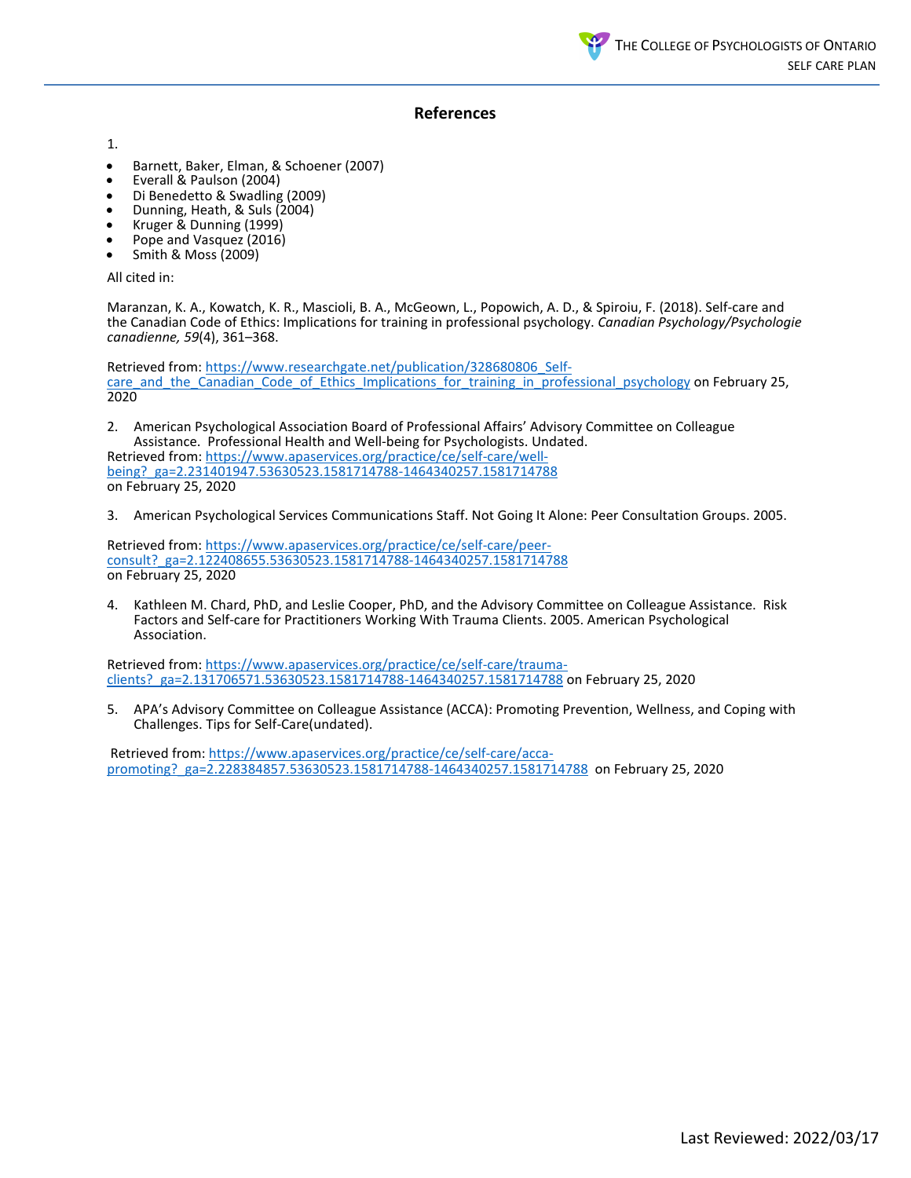## References

1.

- Barnett, Baker, Elman, & Schoener (2007)
- Everall & Paulson (2004)
- Di Benedetto & Swadling (2009)
- Dunning, Heath, & Suls (2004)
- Kruger & Dunning (1999)
- Pope and Vasquez (2016)
- Smith & Moss (2009)

All cited in:

Maranzan, K. A., Kowatch, K. R., Mascioli, B. A., McGeown, L., Popowich, A. D., & Spiroiu, F. (2018). Self-care and the Canadian Code of Ethics: Implications for training in professional psychology. *Canadian Psychology/Psychologie canadienne, 59*(4), 361–368.

Retrieved from: https://www.researchgate.net/publication/328680806_Self-care_and_the_Canadian_Code_of_Ethics_Implications_for_training_in_professional_psychology on February 25, 2020

2. American Psychological Association Board of Professional Affairs' Advisory Committee on Colleague Assistance. Professional Health and Well-being for Psychologists. Undated.
Retrieved from: https://www.apaservices.org/practice/ce/self-care/well-being?_ga=2.231401947.53630523.1581714788-1464340257.1581714788
on February 25, 2020

3. American Psychological Services Communications Staff. Not Going It Alone: Peer Consultation Groups. 2005.

Retrieved from: https://www.apaservices.org/practice/ce/self-care/peer-consult?_ga=2.122408655.53630523.1581714788-1464340257.1581714788
on February 25, 2020

4. Kathleen M. Chard, PhD, and Leslie Cooper, PhD, and the Advisory Committee on Colleague Assistance. Risk Factors and Self-care for Practitioners Working With Trauma Clients. 2005. American Psychological Association.

Retrieved from: https://www.apaservices.org/practice/ce/self-care/trauma-clients?_ga=2.131706571.53630523.1581714788-1464340257.1581714788 on February 25, 2020

5. APA's Advisory Committee on Colleague Assistance (ACCA): Promoting Prevention, Wellness, and Coping with Challenges. Tips for Self-Care(undated).

Retrieved from: https://www.apaservices.org/practice/ce/self-care/acca-promoting?_ga=2.228384857.53630523.1581714788-1464340257.1581714788 on February 25, 2020

Last Reviewed: 2022/03/17